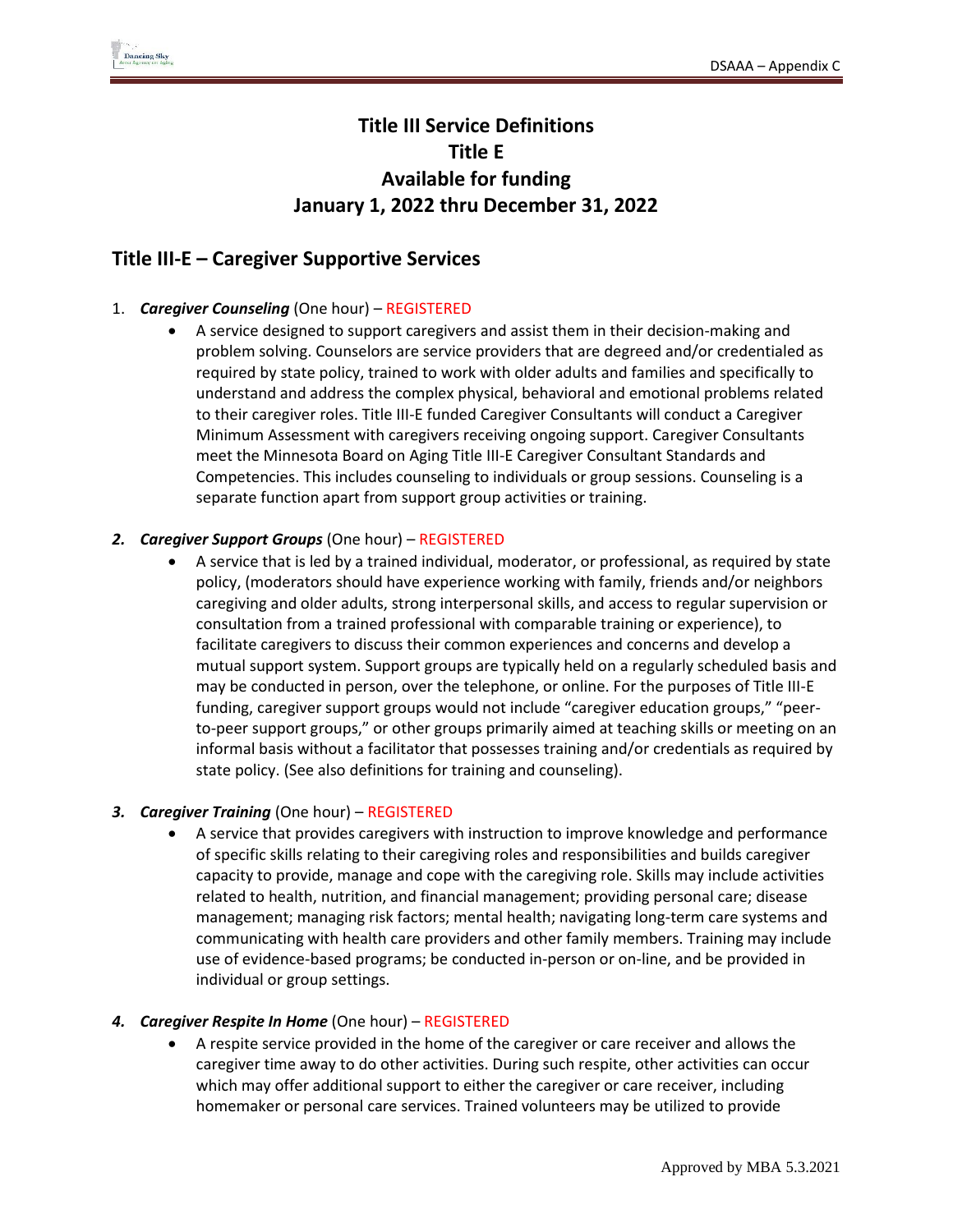# Title III Service Definitions
# Title E
# Available for funding
# January 1, 2022 thru December 31, 2022

## Title III-E – Caregiver Supportive Services

1. ***Caregiver Counseling*** (One hour) – REGISTERED
   - A service designed to support caregivers and assist them in their decision-making and problem solving. Counselors are service providers that are degreed and/or credentialed as required by state policy, trained to work with older adults and families and specifically to understand and address the complex physical, behavioral and emotional problems related to their caregiver roles. Title III-E funded Caregiver Consultants will conduct a Caregiver Minimum Assessment with caregivers receiving ongoing support. Caregiver Consultants meet the Minnesota Board on Aging Title III-E Caregiver Consultant Standards and Competencies. This includes counseling to individuals or group sessions. Counseling is a separate function apart from support group activities or training.

2. ***Caregiver Support Groups*** (One hour) – REGISTERED
   - A service that is led by a trained individual, moderator, or professional, as required by state policy, (moderators should have experience working with family, friends and/or neighbors caregiving and older adults, strong interpersonal skills, and access to regular supervision or consultation from a trained professional with comparable training or experience), to facilitate caregivers to discuss their common experiences and concerns and develop a mutual support system. Support groups are typically held on a regularly scheduled basis and may be conducted in person, over the telephone, or online. For the purposes of Title III-E funding, caregiver support groups would not include "caregiver education groups," "peer-to-peer support groups," or other groups primarily aimed at teaching skills or meeting on an informal basis without a facilitator that possesses training and/or credentials as required by state policy. (See also definitions for training and counseling).

3. ***Caregiver Training*** (One hour) – REGISTERED
   - A service that provides caregivers with instruction to improve knowledge and performance of specific skills relating to their caregiving roles and responsibilities and builds caregiver capacity to provide, manage and cope with the caregiving role. Skills may include activities related to health, nutrition, and financial management; providing personal care; disease management; managing risk factors; mental health; navigating long-term care systems and communicating with health care providers and other family members. Training may include use of evidence-based programs; be conducted in-person or on-line, and be provided in individual or group settings.

4. ***Caregiver Respite In Home*** (One hour) – REGISTERED
   - A respite service provided in the home of the caregiver or care receiver and allows the caregiver time away to do other activities. During such respite, other activities can occur which may offer additional support to either the caregiver or care receiver, including homemaker or personal care services. Trained volunteers may be utilized to provide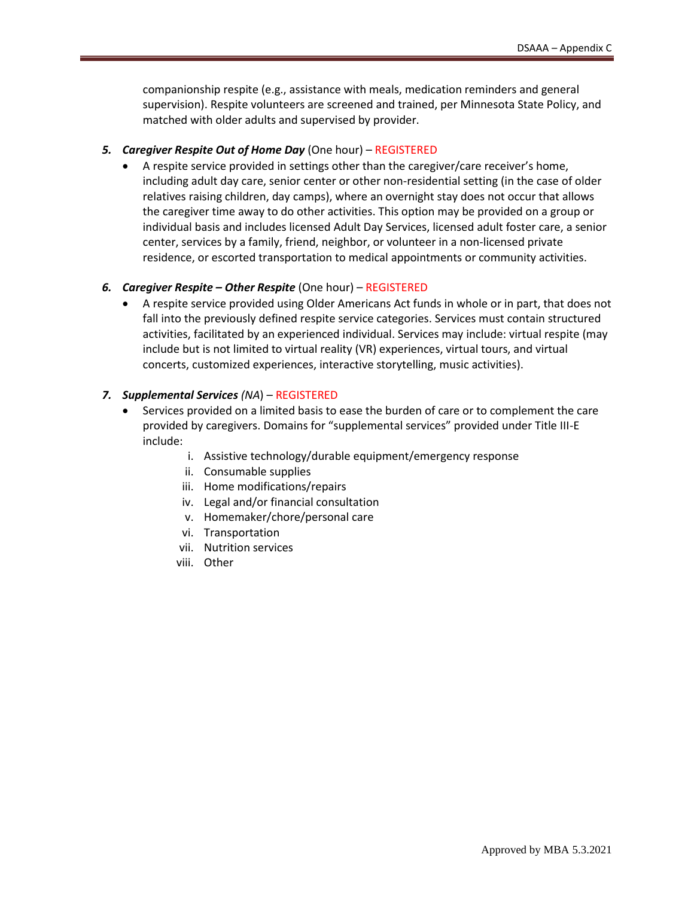companionship respite (e.g., assistance with meals, medication reminders and general supervision). Respite volunteers are screened and trained, per Minnesota State Policy, and matched with older adults and supervised by provider.

5. ***Caregiver Respite Out of Home Day*** (One hour) – REGISTERED
   - A respite service provided in settings other than the caregiver/care receiver's home, including adult day care, senior center or other non-residential setting (in the case of older relatives raising children, day camps), where an overnight stay does not occur that allows the caregiver time away to do other activities. This option may be provided on a group or individual basis and includes licensed Adult Day Services, licensed adult foster care, a senior center, services by a family, friend, neighbor, or volunteer in a non-licensed private residence, or escorted transportation to medical appointments or community activities.

6. ***Caregiver Respite – Other Respite*** (One hour) – REGISTERED
   - A respite service provided using Older Americans Act funds in whole or in part, that does not fall into the previously defined respite service categories. Services must contain structured activities, facilitated by an experienced individual. Services may include: virtual respite (may include but is not limited to virtual reality (VR) experiences, virtual tours, and virtual concerts, customized experiences, interactive storytelling, music activities).

7. ***Supplemental Services*** *(NA*) – REGISTERED
   - Services provided on a limited basis to ease the burden of care or to complement the care provided by caregivers. Domains for "supplemental services" provided under Title III-E include:
     i. Assistive technology/durable equipment/emergency response
     ii. Consumable supplies
     iii. Home modifications/repairs
     iv. Legal and/or financial consultation
     v. Homemaker/chore/personal care
     vi. Transportation
     vii. Nutrition services
     viii. Other

Approved by MBA 5.3.2021